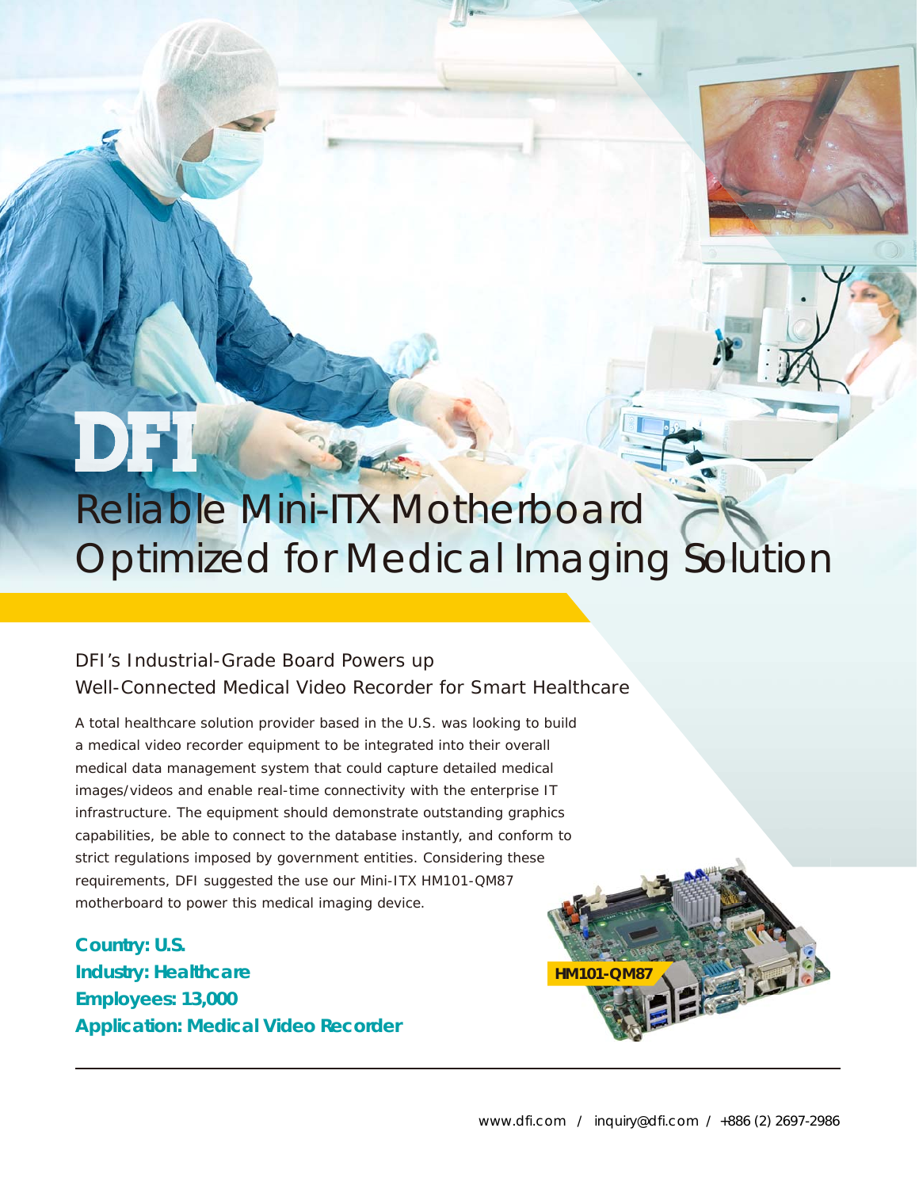DFI

# Reliable Mini-ITX Motherboard Optimized for Medical Imaging Solution

## DFI's Industrial-Grade Board Powers up Well-Connected Medical Video Recorder for Smart Healthcare

A total healthcare solution provider based in the U.S. was looking to build a medical video recorder equipment to be integrated into their overall medical data management system that could capture detailed medical images/videos and enable real-time connectivity with the enterprise IT infrastructure. The equipment should demonstrate outstanding graphics capabilities, be able to connect to the database instantly, and conform to strict regulations imposed by government entities. Considering these requirements, DFI suggested the use our Mini-ITX HM101-QM87 motherboard to power this medical imaging device.

**Country: U.S.**
**Industry: Healthcare**
**Employees: 13,000**
**Application: Medical Video Recorder**

HM101-QM87

www.dfi.com / inquiry@dfi.com / +886 (2) 2697-2986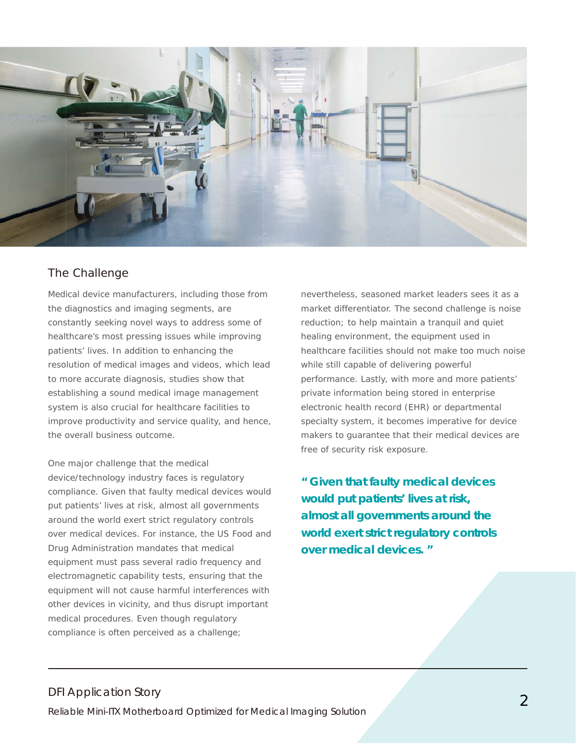## The Challenge

Medical device manufacturers, including those from the diagnostics and imaging segments, are constantly seeking novel ways to address some of healthcare's most pressing issues while improving patients' lives. In addition to enhancing the resolution of medical images and videos, which lead to more accurate diagnosis, studies show that establishing a sound medical image management system is also crucial for healthcare facilities to improve productivity and service quality, and hence, the overall business outcome.

One major challenge that the medical device/technology industry faces is regulatory compliance. Given that faulty medical devices would put patients' lives at risk, almost all governments around the world exert strict regulatory controls over medical devices. For instance, the US Food and Drug Administration mandates that medical equipment must pass several radio frequency and electromagnetic capability tests, ensuring that the equipment will not cause harmful interferences with other devices in vicinity, and thus disrupt important medical procedures. Even though regulatory compliance is often perceived as a challenge; nevertheless, seasoned market leaders sees it as a market differentiator. The second challenge is noise reduction; to help maintain a tranquil and quiet healing environment, the equipment used in healthcare facilities should not make too much noise while still capable of delivering powerful performance. Lastly, with more and more patients' private information being stored in enterprise electronic health record (EHR) or departmental specialty system, it becomes imperative for device makers to guarantee that their medical devices are free of security risk exposure.

**" Given that faulty medical devices would put patients' lives at risk, almost all governments around the world exert strict regulatory controls over medical devices. "**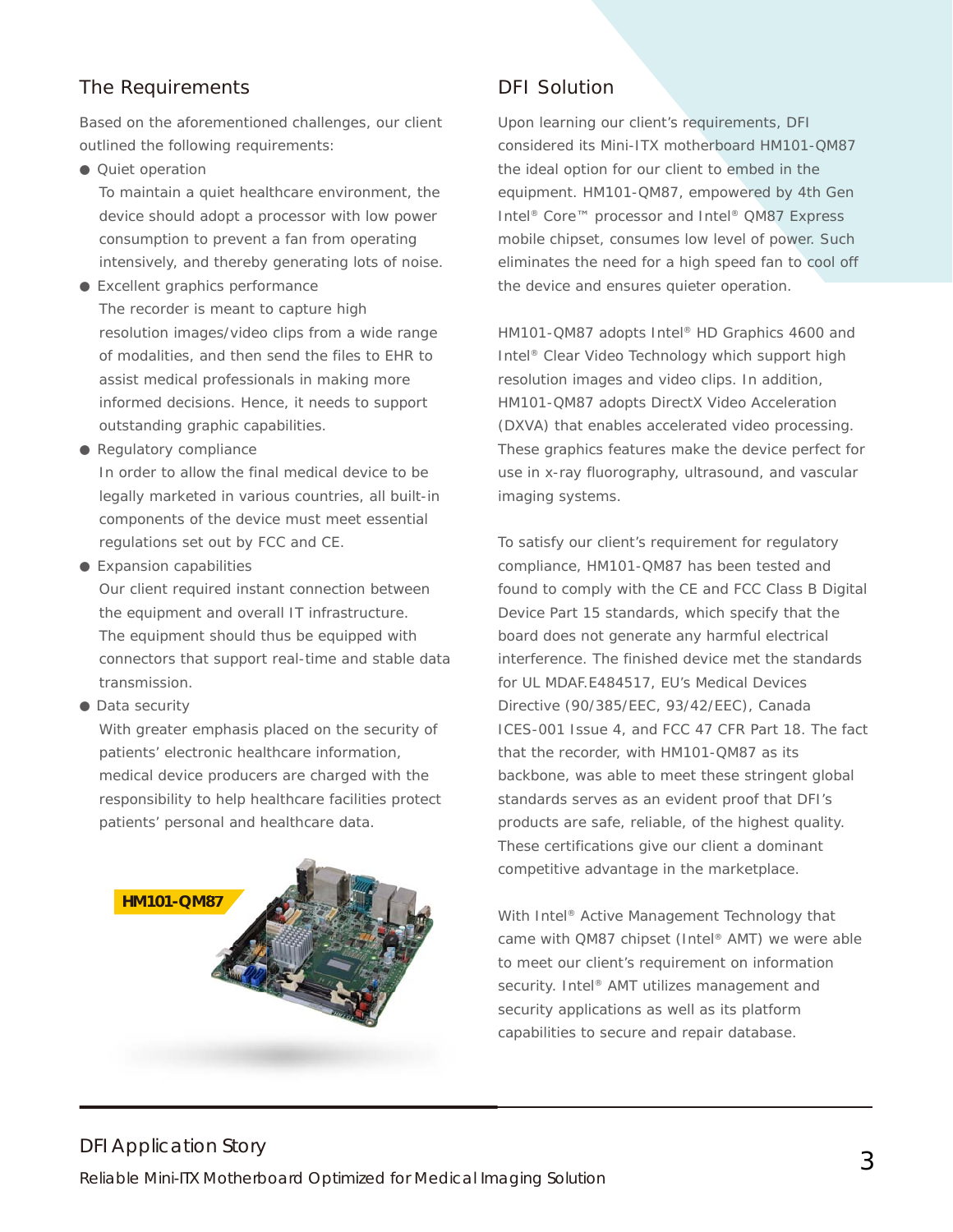## The Requirements

Based on the aforementioned challenges, our client outlined the following requirements:

- Quiet operation

  To maintain a quiet healthcare environment, the device should adopt a processor with low power consumption to prevent a fan from operating intensively, and thereby generating lots of noise.

- Excellent graphics performance

  The recorder is meant to capture high resolution images/video clips from a wide range of modalities, and then send the files to EHR to assist medical professionals in making more informed decisions. Hence, it needs to support outstanding graphic capabilities.

- Regulatory compliance

  In order to allow the final medical device to be legally marketed in various countries, all built-in components of the device must meet essential regulations set out by FCC and CE.

- Expansion capabilities

  Our client required instant connection between the equipment and overall IT infrastructure. The equipment should thus be equipped with connectors that support real-time and stable data transmission.

- Data security

  With greater emphasis placed on the security of patients' electronic healthcare information, medical device producers are charged with the responsibility to help healthcare facilities protect patients' personal and healthcare data.

HM101-QM87

## DFI Solution

Upon learning our client's requirements, DFI considered its Mini-ITX motherboard HM101-QM87 the ideal option for our client to embed in the equipment. HM101-QM87, empowered by 4th Gen Intel® Core™ processor and Intel® QM87 Express mobile chipset, consumes low level of power. Such eliminates the need for a high speed fan to cool off the device and ensures quieter operation.

HM101-QM87 adopts Intel® HD Graphics 4600 and Intel® Clear Video Technology which support high resolution images and video clips. In addition, HM101-QM87 adopts DirectX Video Acceleration (DXVA) that enables accelerated video processing. These graphics features make the device perfect for use in x-ray fluorography, ultrasound, and vascular imaging systems.

To satisfy our client's requirement for regulatory compliance, HM101-QM87 has been tested and found to comply with the CE and FCC Class B Digital Device Part 15 standards, which specify that the board does not generate any harmful electrical interference. The finished device met the standards for UL MDAF.E484517, EU's Medical Devices Directive (90/385/EEC, 93/42/EEC), Canada ICES-001 Issue 4, and FCC 47 CFR Part 18. The fact that the recorder, with HM101-QM87 as its backbone, was able to meet these stringent global standards serves as an evident proof that DFI's products are safe, reliable, of the highest quality. These certifications give our client a dominant competitive advantage in the marketplace.

With Intel® Active Management Technology that came with QM87 chipset (Intel® AMT) we were able to meet our client's requirement on information security. Intel® AMT utilizes management and security applications as well as platform capabilities to secure and repair database.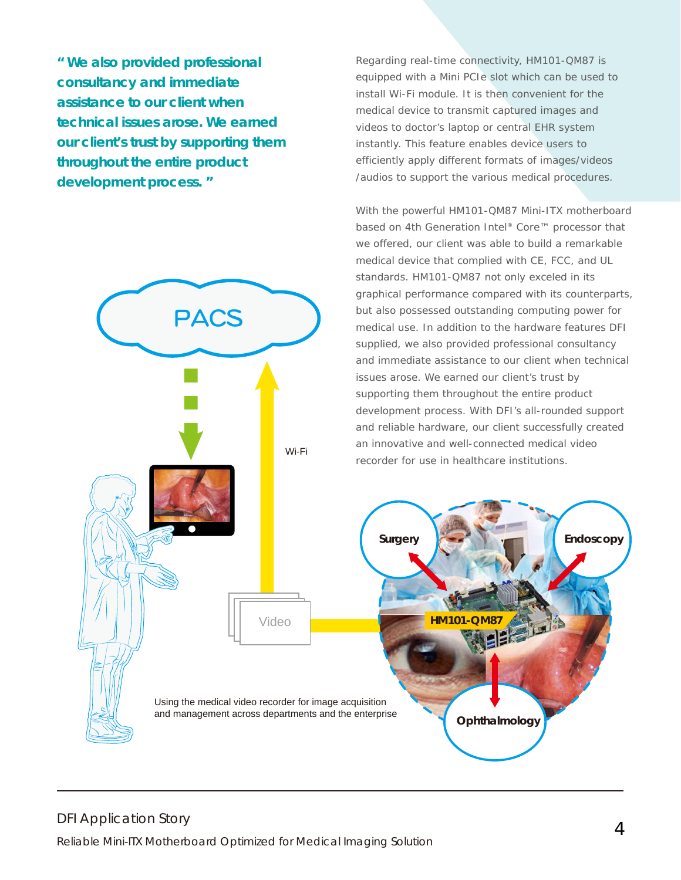**"We also provided professional consultancy and immediate assistance to our client when technical issues arose. We earned our client's trust by supporting them throughout the entire product development process."**

Regarding real-time connectivity, HM101-QM87 is equipped with a Mini PCIe slot which can be used to install Wi-Fi module. It is then convenient for the medical device to transmit captured images and videos to doctor's laptop or central EHR system instantly. This feature enables device users to efficiently apply different formats of images/videos /audios to support the various medical procedures.

With the powerful HM101-QM87 Mini-ITX motherboard based on 4th Generation Intel® Core™ processor that we offered, our client was able to build a remarkable medical device that complied with CE, FCC, and UL standards. HM101-QM87 not only exceled in its graphical performance compared with its counterparts, but also possessed outstanding computing power for medical use. In addition to the hardware features DFI supplied, we also provided professional consultancy and immediate assistance to our client when technical issues arose. We earned our client's trust by supporting them throughout the entire product development process. With DFI's all-rounded support and reliable hardware, our client successfully created an innovative and well-connected medical video recorder for use in healthcare institutions.

PACS

Wi-Fi

Video

Surgery

Endoscopy

HM101-QM87

Ophthalmology

Using the medical video recorder for image acquisition and management across departments and the enterprise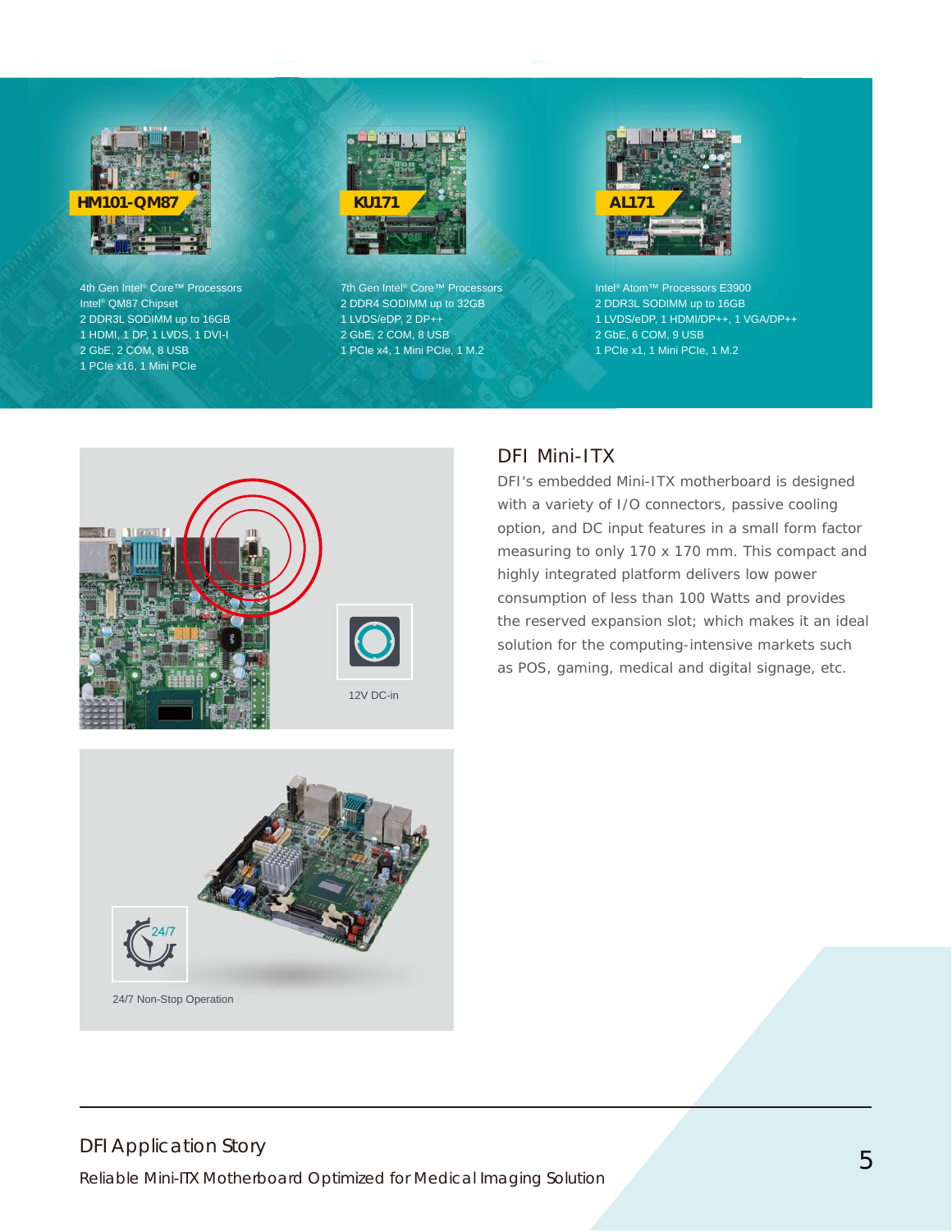**HM101-QM87**

4th Gen Intel® Core™ Processors
Intel® QM87 Chipset
2 DDR3L SODIMM up to 16GB
1 HDMI, 1 DP, 1 LVDS, 1 DVI-I
2 GbE, 2 COM, 8 USB
1 PCIe x16, 1 Mini PCIe

**KU171**

7th Gen Intel® Core™ Processors
2 DDR4 SODIMM up to 32GB
1 LVDS/eDP, 2 DP++
2 GbE, 2 COM, 8 USB
1 PCIe x4, 1 Mini PCIe, 1 M.2

**AL171**

Intel® Atom™ Processors E3900
2 DDR3L SODIMM up to 16GB
1 LVDS/eDP, 1 HDMI/DP++, 1 VGA/DP++
2 GbE, 6 COM, 9 USB
1 PCIe x1, 1 Mini PCIe, 1 M.2

12V DC-in

24/7 Non-Stop Operation

## DFI Mini-ITX

DFI's embedded Mini-ITX motherboard is designed with a variety of I/O connectors, passive cooling option, and DC input features in a small form factor measuring to only 170 x 170 mm. This compact and highly integrated platform delivers low power consumption of less than 100 Watts and provides the reserved expansion slot; which makes it an ideal solution for the computing-intensive markets such as POS, gaming, medical and digital signage, etc.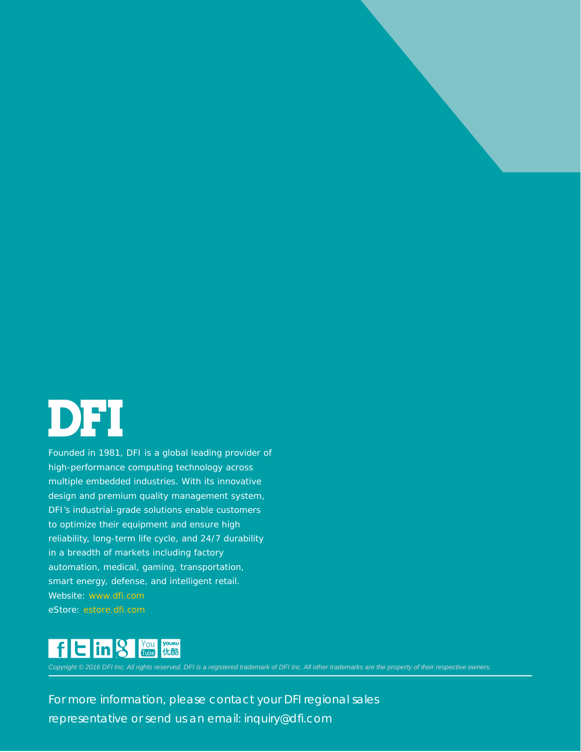# DFI

Founded in 1981, DFI is a global leading provider of high-performance computing technology across multiple embedded industries. With its innovative design and premium quality management system, DFI's industrial-grade solutions enable customers to optimize their equipment and ensure high reliability, long-term life cycle, and 24/7 durability in a breadth of markets including factory automation, medical, gaming, transportation, smart energy, defense, and intelligent retail.

Website: www.dfi.com

eStore: estore.dfi.com

*Copyright © 2016 DFI Inc. All rights reserved. DFI is a registered trademark of DFI Inc. All other trademarks are the property of their respective owners.*

For more information, please contact your DFI regional sales representative or send us an email: inquiry@dfi.com